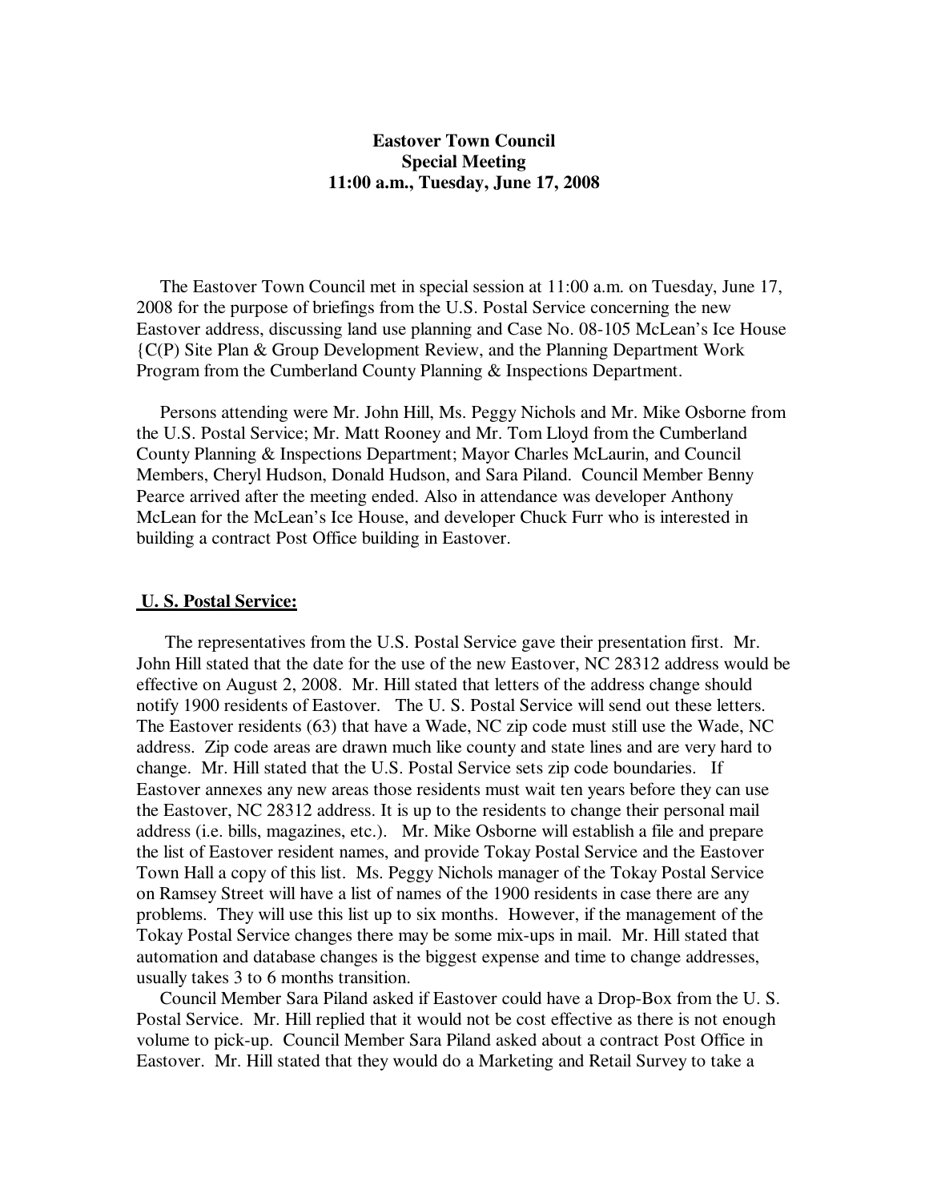**Eastover Town Council**
**Special Meeting**
**11:00 a.m., Tuesday, June 17, 2008**

The Eastover Town Council met in special session at 11:00 a.m. on Tuesday, June 17, 2008 for the purpose of briefings from the U.S. Postal Service concerning the new Eastover address, discussing land use planning and Case No. 08-105 McLean's Ice House {C(P) Site Plan & Group Development Review, and the Planning Department Work Program from the Cumberland County Planning & Inspections Department.

Persons attending were Mr. John Hill, Ms. Peggy Nichols and Mr. Mike Osborne from the U.S. Postal Service; Mr. Matt Rooney and Mr. Tom Lloyd from the Cumberland County Planning & Inspections Department; Mayor Charles McLaurin, and Council Members, Cheryl Hudson, Donald Hudson, and Sara Piland. Council Member Benny Pearce arrived after the meeting ended. Also in attendance was developer Anthony McLean for the McLean's Ice House, and developer Chuck Furr who is interested in building a contract Post Office building in Eastover.

**U. S. Postal Service:**

The representatives from the U.S. Postal Service gave their presentation first. Mr. John Hill stated that the date for the use of the new Eastover, NC 28312 address would be effective on August 2, 2008. Mr. Hill stated that letters of the address change should notify 1900 residents of Eastover. The U. S. Postal Service will send out these letters. The Eastover residents (63) that have a Wade, NC zip code must still use the Wade, NC address. Zip code areas are drawn much like county and state lines and are very hard to change. Mr. Hill stated that the U.S. Postal Service sets zip code boundaries. If Eastover annexes any new areas those residents must wait ten years before they can use the Eastover, NC 28312 address. It is up to the residents to change their personal mail address (i.e. bills, magazines, etc.). Mr. Mike Osborne will establish a file and prepare the list of Eastover resident names, and provide Tokay Postal Service and the Eastover Town Hall a copy of this list. Ms. Peggy Nichols manager of the Tokay Postal Service on Ramsey Street will have a list of names of the 1900 residents in case there are any problems. They will use this list up to six months. However, if the management of the Tokay Postal Service changes there may be some mix-ups in mail. Mr. Hill stated that automation and database changes is the biggest expense and time to change addresses, usually takes 3 to 6 months transition.

Council Member Sara Piland asked if Eastover could have a Drop-Box from the U. S. Postal Service. Mr. Hill replied that it would not be cost effective as there is not enough volume to pick-up. Council Member Sara Piland asked about a contract Post Office in Eastover. Mr. Hill stated that they would do a Marketing and Retail Survey to take a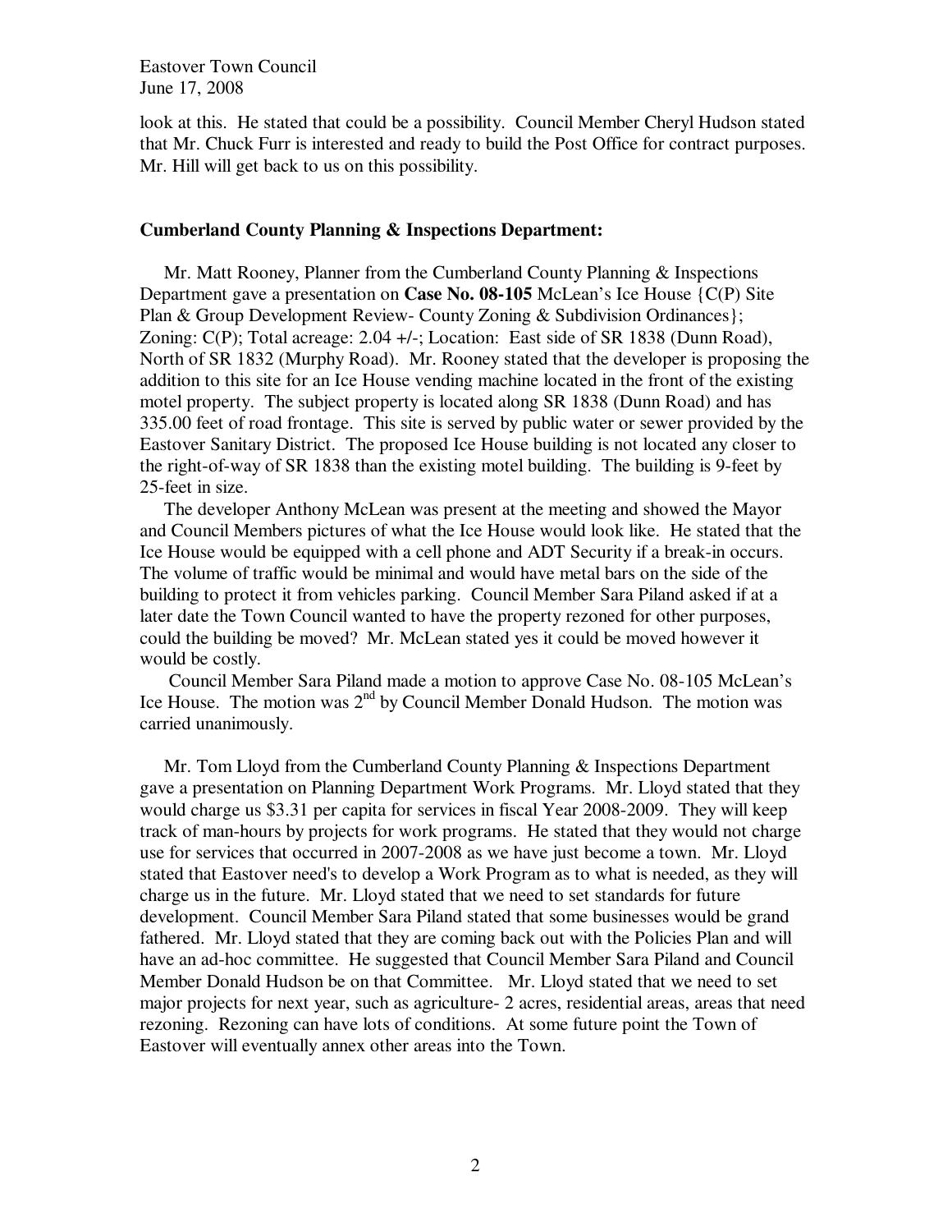look at this. He stated that could be a possibility. Council Member Cheryl Hudson stated that Mr. Chuck Furr is interested and ready to build the Post Office for contract purposes. Mr. Hill will get back to us on this possibility.

**Cumberland County Planning & Inspections Department:**

Mr. Matt Rooney, Planner from the Cumberland County Planning & Inspections Department gave a presentation on **Case No. 08-105** McLean's Ice House {C(P) Site Plan & Group Development Review- County Zoning & Subdivision Ordinances}; Zoning: C(P); Total acreage: 2.04 +/-; Location: East side of SR 1838 (Dunn Road), North of SR 1832 (Murphy Road). Mr. Rooney stated that the developer is proposing the addition to this site for an Ice House vending machine located in the front of the existing motel property. The subject property is located along SR 1838 (Dunn Road) and has 335.00 feet of road frontage. This site is served by public water or sewer provided by the Eastover Sanitary District. The proposed Ice House building is not located any closer to the right-of-way of SR 1838 than the existing motel building. The building is 9-feet by 25-feet in size.

The developer Anthony McLean was present at the meeting and showed the Mayor and Council Members pictures of what the Ice House would look like. He stated that the Ice House would be equipped with a cell phone and ADT Security if a break-in occurs. The volume of traffic would be minimal and would have metal bars on the side of the building to protect it from vehicles parking. Council Member Sara Piland asked if at a later date the Town Council wanted to have the property rezoned for other purposes, could the building be moved? Mr. McLean stated yes it could be moved however it would be costly.

Council Member Sara Piland made a motion to approve Case No. 08-105 McLean's Ice House. The motion was 2nd by Council Member Donald Hudson. The motion was carried unanimously.

Mr. Tom Lloyd from the Cumberland County Planning & Inspections Department gave a presentation on Planning Department Work Programs. Mr. Lloyd stated that they would charge us $3.31 per capita for services in fiscal Year 2008-2009. They will keep track of man-hours by projects for work programs. He stated that they would not charge use for services that occurred in 2007-2008 as we have just become a town. Mr. Lloyd stated that Eastover need's to develop a Work Program as to what is needed, as they will charge us in the future. Mr. Lloyd stated that we need to set standards for future development. Council Member Sara Piland stated that some businesses would be grand fathered. Mr. Lloyd stated that they are coming back out with the Policies Plan and will have an ad-hoc committee. He suggested that Council Member Sara Piland and Council Member Donald Hudson be on that Committee. Mr. Lloyd stated that we need to set major projects for next year, such as agriculture- 2 acres, residential areas, areas that need rezoning. Rezoning can have lots of conditions. At some future point the Town of Eastover will eventually annex other areas into the Town.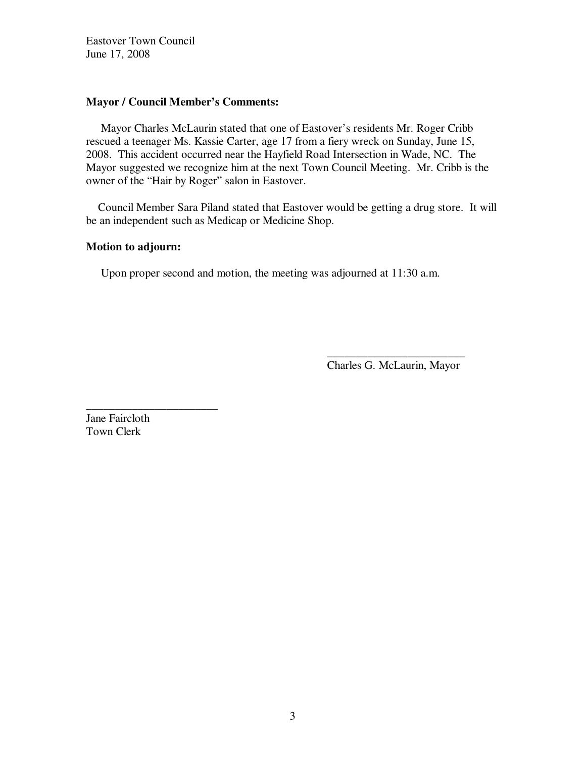**Mayor / Council Member's Comments:**

Mayor Charles McLaurin stated that one of Eastover's residents Mr. Roger Cribb rescued a teenager Ms. Kassie Carter, age 17 from a fiery wreck on Sunday, June 15, 2008. This accident occurred near the Hayfield Road Intersection in Wade, NC. The Mayor suggested we recognize him at the next Town Council Meeting. Mr. Cribb is the owner of the "Hair by Roger" salon in Eastover.

Council Member Sara Piland stated that Eastover would be getting a drug store. It will be an independent such as Medicap or Medicine Shop.

**Motion to adjourn:**

Upon proper second and motion, the meeting was adjourned at 11:30 a.m.

\_\_\_\_\_\_\_\_\_\_\_\_\_\_\_\_\_\_\_\_\_\_\_\_
Charles G. McLaurin, Mayor

\_\_\_\_\_\_\_\_\_\_\_\_\_\_\_\_\_\_\_\_\_\_\_\_
Jane Faircloth
Town Clerk